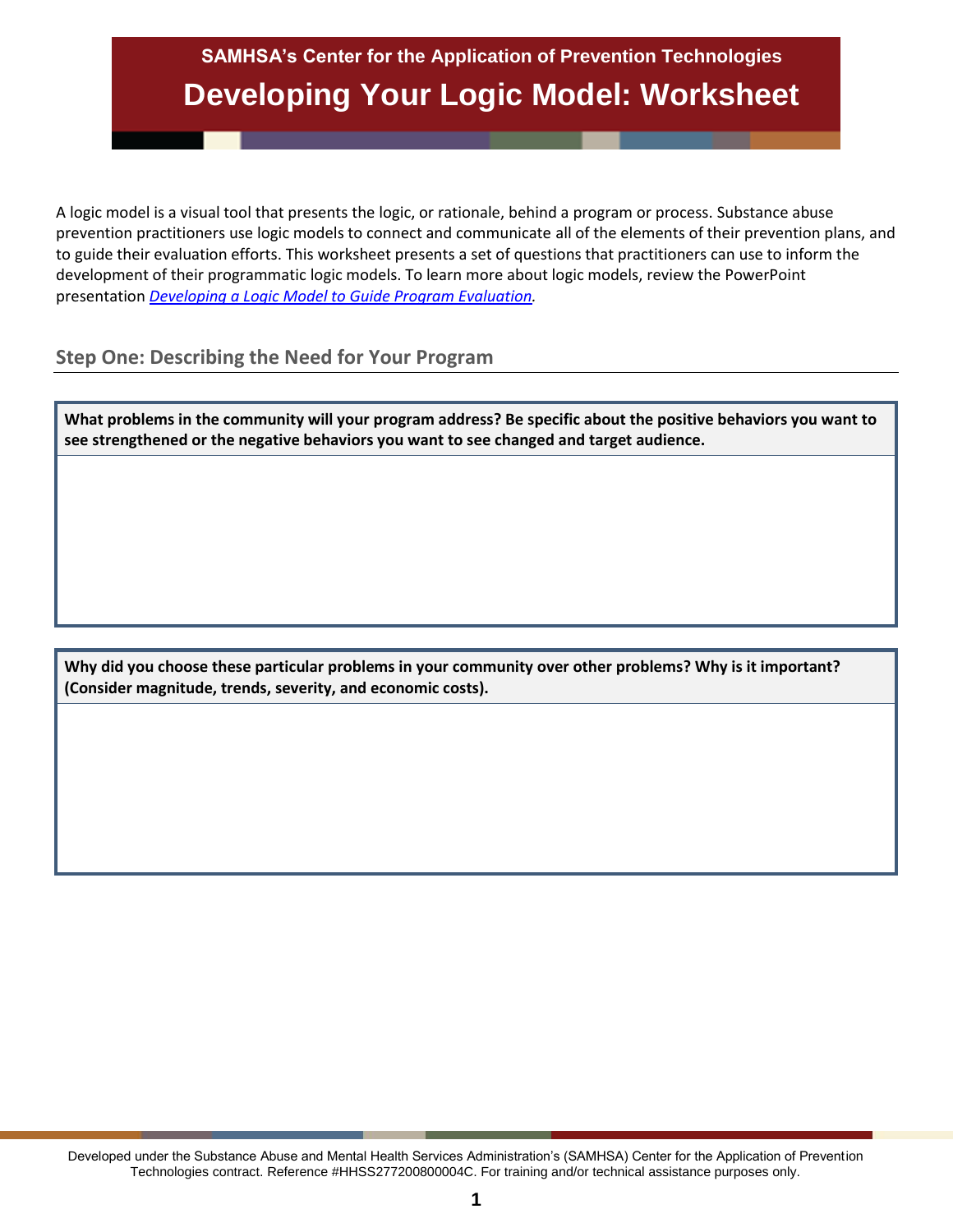SAMHSA's Center for the Application of Prevention Technologies

# Developing Your Logic Model: Worksheet

A logic model is a visual tool that presents the logic, or rationale, behind a program or process. Substance abuse prevention practitioners use logic models to connect and communicate all of the elements of their prevention plans, and to guide their evaluation efforts. This worksheet presents a set of questions that practitioners can use to inform the development of their programmatic logic models. To learn more about logic models, review the PowerPoint presentation *Developing a Logic Model to Guide Program Evaluation*.

## Step One: Describing the Need for Your Program

| **What problems in the community will your program address? Be specific about the positive behaviors you want to see strengthened or the negative behaviors you want to see changed and target audience.** |
| --- |
| |

| **Why did you choose these particular problems in your community over other problems? Why is it important? (Consider magnitude, trends, severity, and economic costs).** |
| --- |
| |

Developed under the Substance Abuse and Mental Health Services Administration's (SAMHSA) Center for the Application of Prevention Technologies contract. Reference #HHSS277200800004C. For training and/or technical assistance purposes only.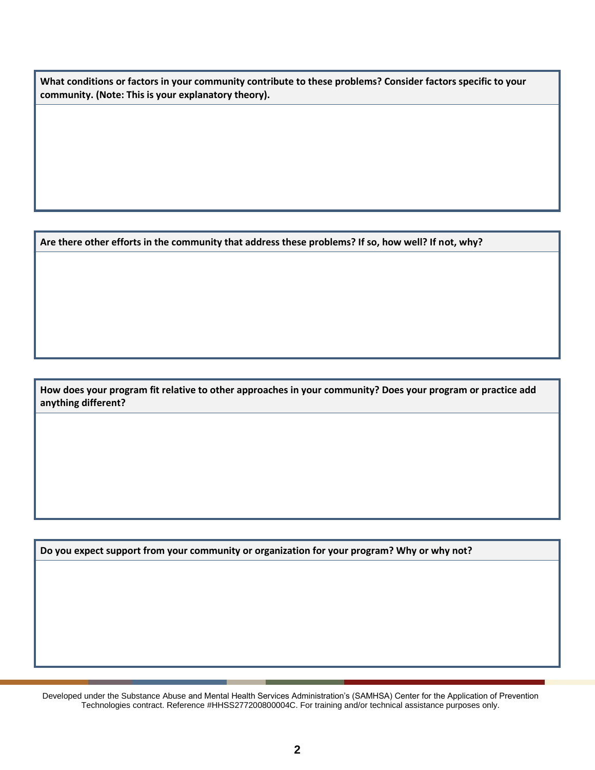**What conditions or factors in your community contribute to these problems? Consider factors specific to your community. (Note: This is your explanatory theory).**

**Are there other efforts in the community that address these problems? If so, how well? If not, why?**

**How does your program fit relative to other approaches in your community? Does your program or practice add anything different?**

**Do you expect support from your community or organization for your program? Why or why not?**

Developed under the Substance Abuse and Mental Health Services Administration's (SAMHSA) Center for the Application of Prevention Technologies contract. Reference #HHSS277200800004C. For training and/or technical assistance purposes only.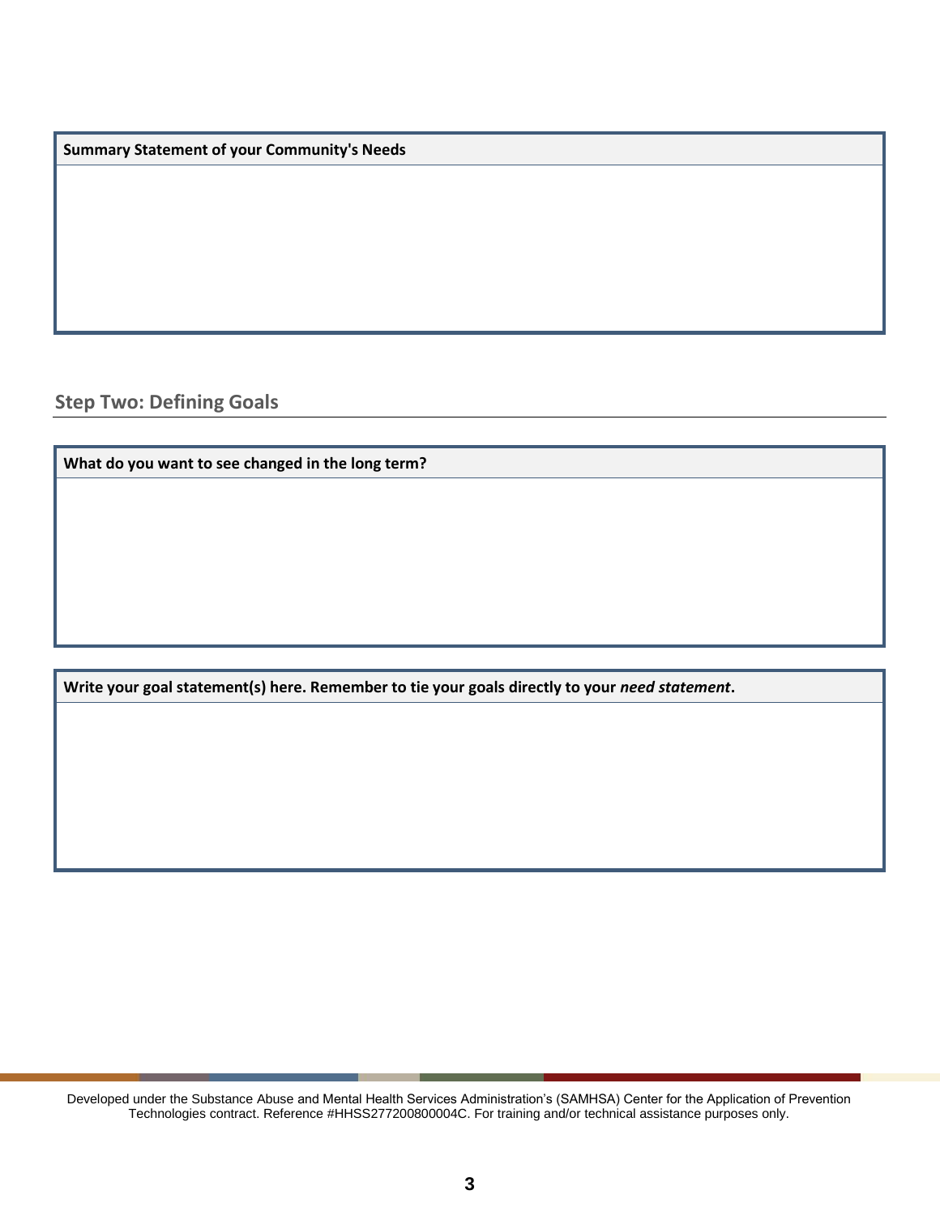| Summary Statement of your Community's Needs |
| --- |
| |

## Step Two: Defining Goals

| What do you want to see changed in the long term? |
| --- |
| |

| Write your goal statement(s) here. Remember to tie your goals directly to your *need statement*. |
| --- |
| |

Developed under the Substance Abuse and Mental Health Services Administration's (SAMHSA) Center for the Application of Prevention Technologies contract. Reference #HHSS277200800004C. For training and/or technical assistance purposes only.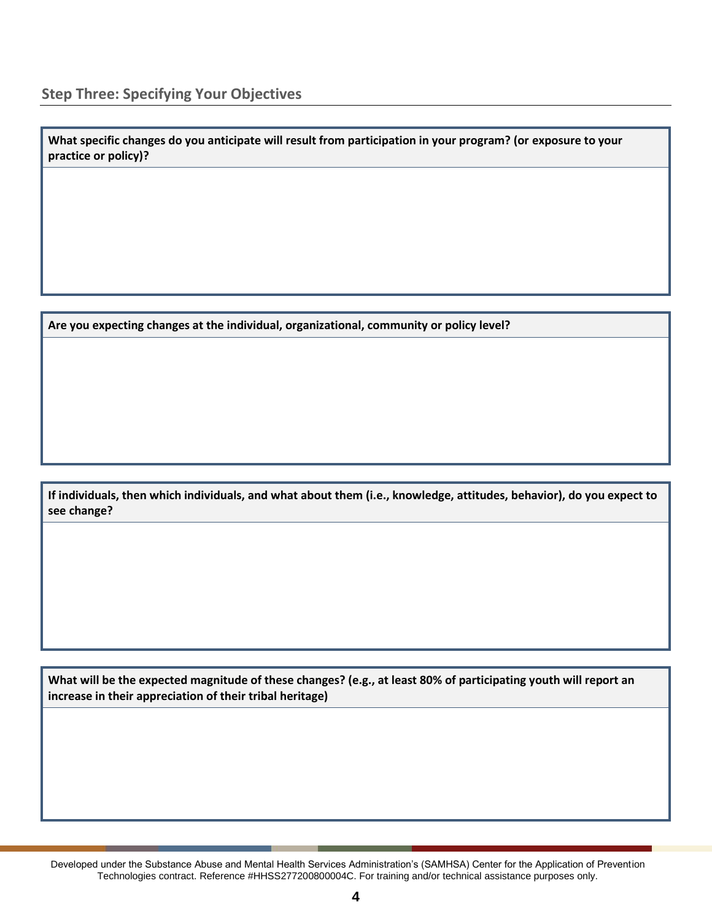## Step Three: Specifying Your Objectives

**What specific changes do you anticipate will result from participation in your program? (or exposure to your practice or policy)?**

**Are you expecting changes at the individual, organizational, community or policy level?**

**If individuals, then which individuals, and what about them (i.e., knowledge, attitudes, behavior), do you expect to see change?**

**What will be the expected magnitude of these changes? (e.g., at least 80% of participating youth will report an increase in their appreciation of their tribal heritage)**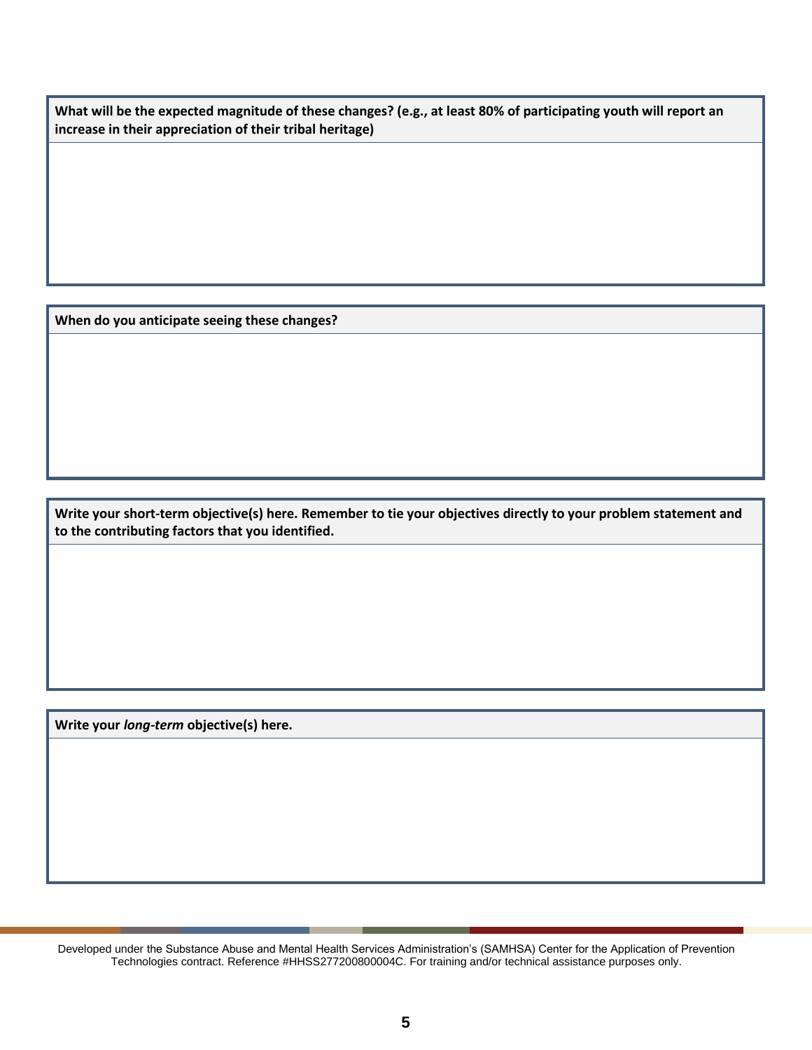**What will be the expected magnitude of these changes? (e.g., at least 80% of participating youth will report an increase in their appreciation of their tribal heritage)**

**When do you anticipate seeing these changes?**

**Write your short-term objective(s) here. Remember to tie your objectives directly to your problem statement and to the contributing factors that you identified.**

**Write your *long-term* objective(s) here.**

Developed under the Substance Abuse and Mental Health Services Administration's (SAMHSA) Center for the Application of Prevention Technologies contract. Reference #HHSS277200800004C. For training and/or technical assistance purposes only.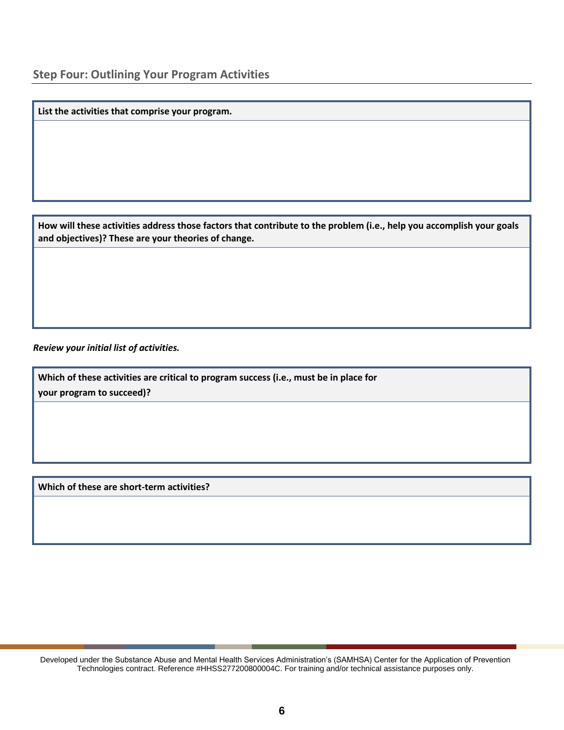## Step Four: Outlining Your Program Activities

| List the activities that comprise your program. |
| --- |
| |

| How will these activities address those factors that contribute to the problem (i.e., help you accomplish your goals and objectives)? These are your theories of change. |
| --- |
| |

***Review your initial list of activities.***

| Which of these activities are critical to program success (i.e., must be in place for your program to succeed)? |
| --- |
| |

| Which of these are short-term activities? |
| --- |
| |

Developed under the Substance Abuse and Mental Health Services Administration's (SAMHSA) Center for the Application of Prevention Technologies contract. Reference #HHSS277200800004C. For training and/or technical assistance purposes only.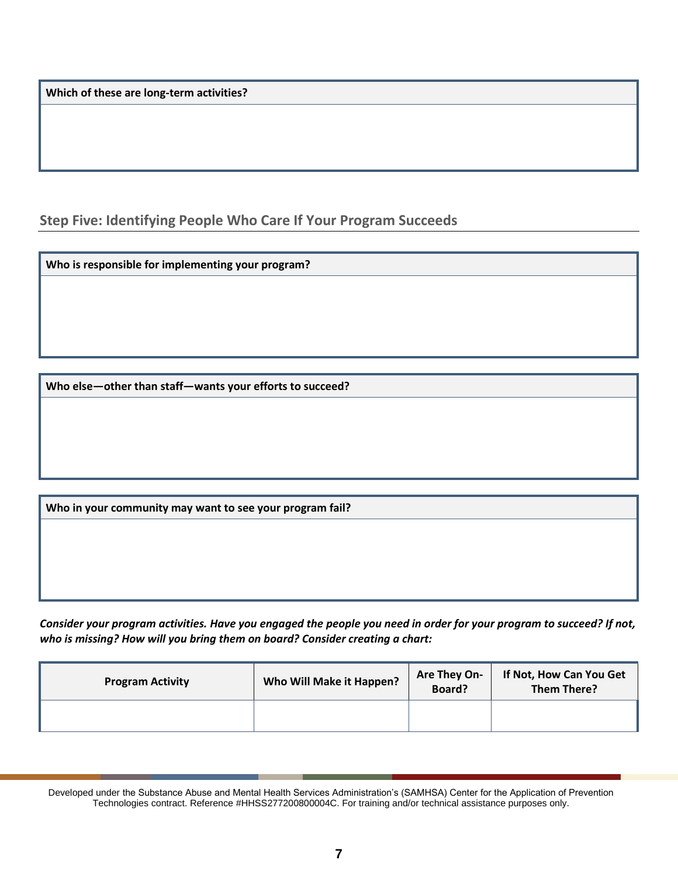| Which of these are long-term activities? |
| --- |
| |

## Step Five: Identifying People Who Care If Your Program Succeeds

| Who is responsible for implementing your program? |
| --- |
| |

| Who else—other than staff—wants your efforts to succeed? |
| --- |
| |

| Who in your community may want to see your program fail? |
| --- |
| |

***Consider your program activities. Have you engaged the people you need in order for your program to succeed? If not, who is missing? How will you bring them on board? Consider creating a chart:***

| Program Activity | Who Will Make it Happen? | Are They On-Board? | If Not, How Can You Get Them There? |
| --- | --- | --- | --- |
| | | | |

Developed under the Substance Abuse and Mental Health Services Administration's (SAMHSA) Center for the Application of Prevention Technologies contract. Reference #HHSS277200800004C. For training and/or technical assistance purposes only.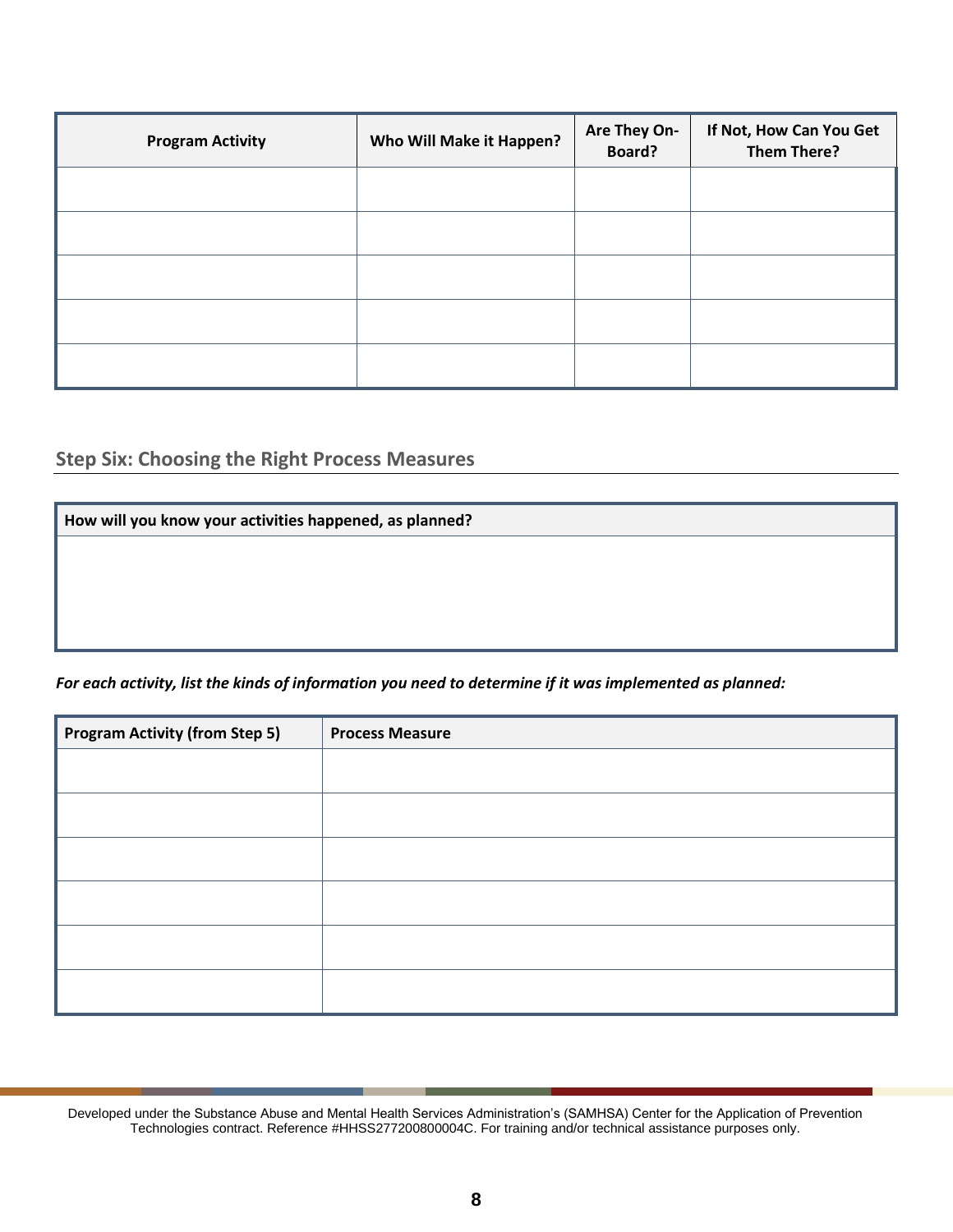| Program Activity | Who Will Make it Happen? | Are They On-Board? | If Not, How Can You Get Them There? |
|---|---|---|---|
| | | | |
| | | | |
| | | | |
| | | | |
| | | | |

## Step Six: Choosing the Right Process Measures

| How will you know your activities happened, as planned? |
|---|
| |

*For each activity, list the kinds of information you need to determine if it was implemented as planned:*

| Program Activity (from Step 5) | Process Measure |
|---|---|
| | |
| | |
| | |
| | |
| | |
| | |

Developed under the Substance Abuse and Mental Health Services Administration's (SAMHSA) Center for the Application of Prevention Technologies contract. Reference #HHSS277200800004C. For training and/or technical assistance purposes only.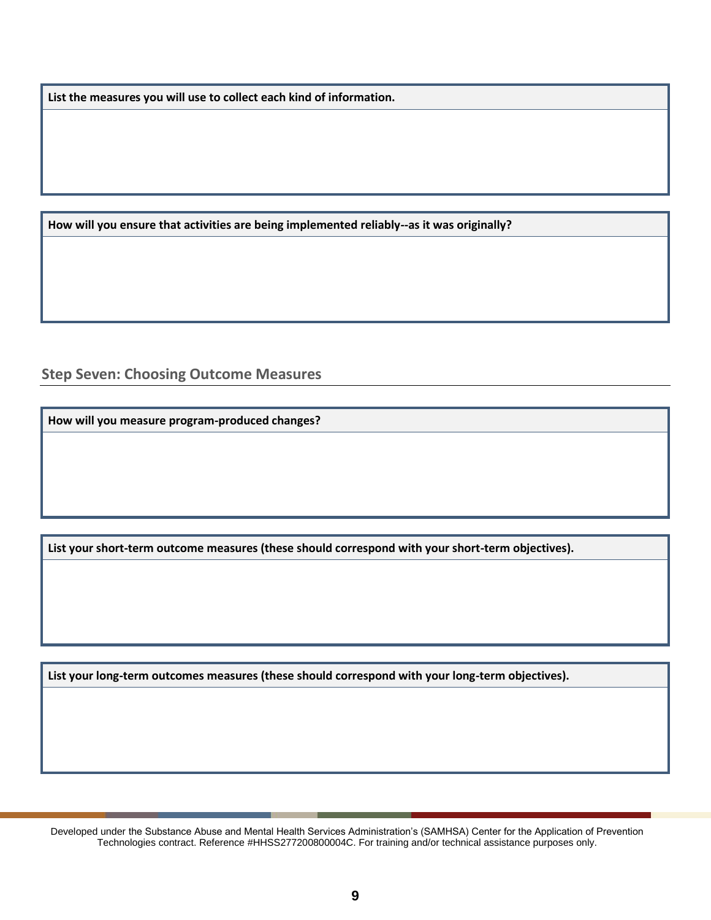| List the measures you will use to collect each kind of information. |
| --- |
| |

| How will you ensure that activities are being implemented reliably--as it was originally? |
| --- |
| |

## Step Seven: Choosing Outcome Measures

| How will you measure program-produced changes? |
| --- |
| |

| List your short-term outcome measures (these should correspond with your short-term objectives). |
| --- |
| |

| List your long-term outcomes measures (these should correspond with your long-term objectives). |
| --- |
| |

Developed under the Substance Abuse and Mental Health Services Administration's (SAMHSA) Center for the Application of Prevention Technologies contract. Reference #HHSS277200800004C. For training and/or technical assistance purposes only.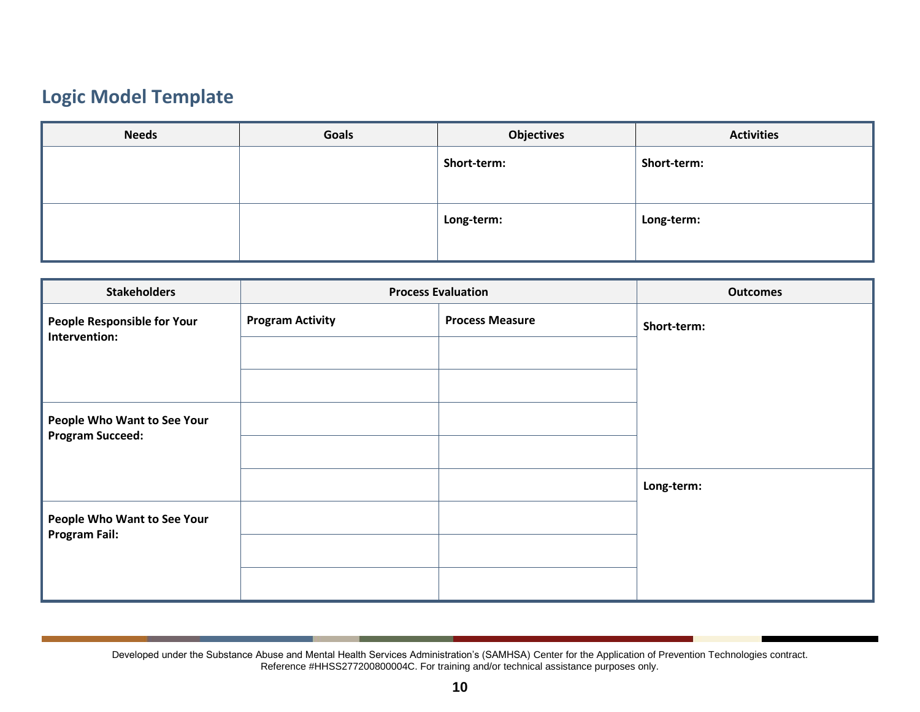## Logic Model Template

| Needs | Goals | Objectives | Activities |
|---|---|---|---|
| | | **Short-term:** | **Short-term:** |
| | | **Long-term:** | **Long-term:** |

| Stakeholders | Process Evaluation | | Outcomes |
|---|---|---|---|
| **People Responsible for Your Intervention:** | **Program Activity** | **Process Measure** | **Short-term:** |
| | | | |
| | | | |
| **People Who Want to See Your Program Succeed:** | | | |
| | | | |
| | | | **Long-term:** |
| **People Who Want to See Your Program Fail:** | | | |
| | | | |
| | | | |

Developed under the Substance Abuse and Mental Health Services Administration's (SAMHSA) Center for the Application of Prevention Technologies contract. Reference #HHSS277200800004C. For training and/or technical assistance purposes only.